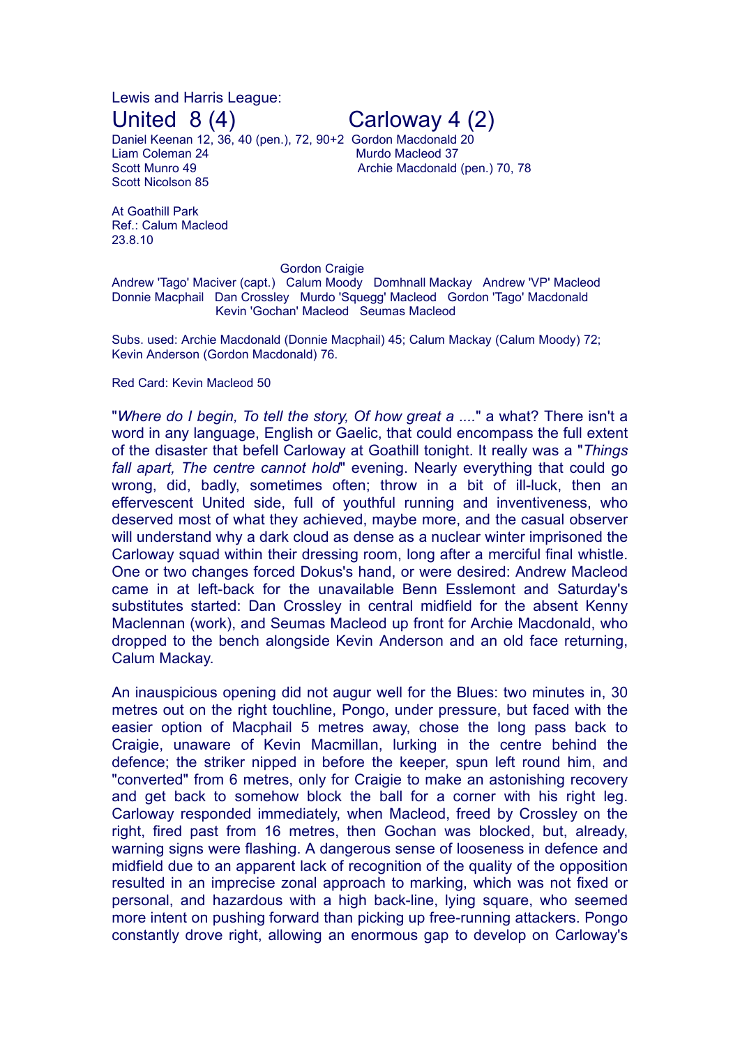Lewis and Harris League:

## United 8 (4) — Carloway 4 (2)

Daniel Keenan 12, 36, 40 (pen.), 72, 90+2
Liam Coleman 24
Scott Munro 49
Scott Nicolson 85

Gordon Macdonald 20
Murdo Macleod 37
Archie Macdonald (pen.) 70, 78

At Goathill Park
Ref.: Calum Macleod
23.8.10

Gordon Craigie
Andrew 'Tago' Maciver (capt.) Calum Moody Domhnall Mackay Andrew 'VP' Macleod
Donnie Macphail Dan Crossley Murdo 'Squegg' Macleod Gordon 'Tago' Macdonald
Kevin 'Gochan' Macleod Seumas Macleod

Subs. used: Archie Macdonald (Donnie Macphail) 45; Calum Mackay (Calum Moody) 72; Kevin Anderson (Gordon Macdonald) 76.

Red Card: Kevin Macleod 50

"*Where do I begin, To tell the story, Of how great a ....*" a what? There isn't a word in any language, English or Gaelic, that could encompass the full extent of the disaster that befell Carloway at Goathill tonight. It really was a "*Things fall apart, The centre cannot hold*" evening. Nearly everything that could go wrong, did, badly, sometimes often; throw in a bit of ill-luck, then an effervescent United side, full of youthful running and inventiveness, who deserved most of what they achieved, maybe more, and the casual observer will understand why a dark cloud as dense as a nuclear winter imprisoned the Carloway squad within their dressing room, long after a merciful final whistle. One or two changes forced Dokus's hand, or were desired: Andrew Macleod came in at left-back for the unavailable Benn Esslemont and Saturday's substitutes started: Dan Crossley in central midfield for the absent Kenny Maclennan (work), and Seumas Macleod up front for Archie Macdonald, who dropped to the bench alongside Kevin Anderson and an old face returning, Calum Mackay.

An inauspicious opening did not augur well for the Blues: two minutes in, 30 metres out on the right touchline, Pongo, under pressure, but faced with the easier option of Macphail 5 metres away, chose the long pass back to Craigie, unaware of Kevin Macmillan, lurking in the centre behind the defence; the striker nipped in before the keeper, spun left round him, and "converted" from 6 metres, only for Craigie to make an astonishing recovery and get back to somehow block the ball for a corner with his right leg. Carloway responded immediately, when Macleod, freed by Crossley on the right, fired past from 16 metres, then Gochan was blocked, but, already, warning signs were flashing. A dangerous sense of looseness in defence and midfield due to an apparent lack of recognition of the quality of the opposition resulted in an imprecise zonal approach to marking, which was not fixed or personal, and hazardous with a high back-line, lying square, who seemed more intent on pushing forward than picking up free-running attackers. Pongo constantly drove right, allowing an enormous gap to develop on Carloway's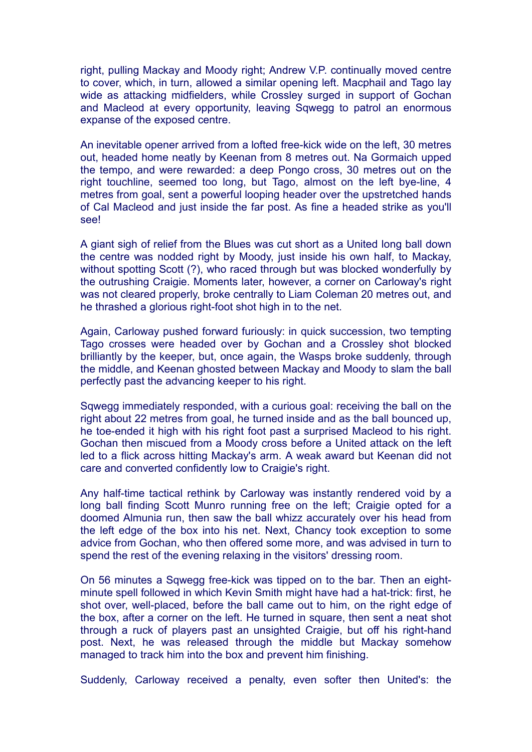right, pulling Mackay and Moody right; Andrew V.P. continually moved centre to cover, which, in turn, allowed a similar opening left. Macphail and Tago lay wide as attacking midfielders, while Crossley surged in support of Gochan and Macleod at every opportunity, leaving Sqwegg to patrol an enormous expanse of the exposed centre.

An inevitable opener arrived from a lofted free-kick wide on the left, 30 metres out, headed home neatly by Keenan from 8 metres out. Na Gormaich upped the tempo, and were rewarded: a deep Pongo cross, 30 metres out on the right touchline, seemed too long, but Tago, almost on the left bye-line, 4 metres from goal, sent a powerful looping header over the upstretched hands of Cal Macleod and just inside the far post. As fine a headed strike as you'll see!

A giant sigh of relief from the Blues was cut short as a United long ball down the centre was nodded right by Moody, just inside his own half, to Mackay, without spotting Scott (?), who raced through but was blocked wonderfully by the outrushing Craigie. Moments later, however, a corner on Carloway's right was not cleared properly, broke centrally to Liam Coleman 20 metres out, and he thrashed a glorious right-foot shot high in to the net.

Again, Carloway pushed forward furiously: in quick succession, two tempting Tago crosses were headed over by Gochan and a Crossley shot blocked brilliantly by the keeper, but, once again, the Wasps broke suddenly, through the middle, and Keenan ghosted between Mackay and Moody to slam the ball perfectly past the advancing keeper to his right.

Sqwegg immediately responded, with a curious goal: receiving the ball on the right about 22 metres from goal, he turned inside and as the ball bounced up, he toe-ended it high with his right foot past a surprised Macleod to his right. Gochan then miscued from a Moody cross before a United attack on the left led to a flick across hitting Mackay's arm. A weak award but Keenan did not care and converted confidently low to Craigie's right.

Any half-time tactical rethink by Carloway was instantly rendered void by a long ball finding Scott Munro running free on the left; Craigie opted for a doomed Almunia run, then saw the ball whizz accurately over his head from the left edge of the box into his net. Next, Chancy took exception to some advice from Gochan, who then offered some more, and was advised in turn to spend the rest of the evening relaxing in the visitors' dressing room.

On 56 minutes a Sqwegg free-kick was tipped on to the bar. Then an eight-minute spell followed in which Kevin Smith might have had a hat-trick: first, he shot over, well-placed, before the ball came out to him, on the right edge of the box, after a corner on the left. He turned in square, then sent a neat shot through a ruck of players past an unsighted Craigie, but off his right-hand post. Next, he was released through the middle but Mackay somehow managed to track him into the box and prevent him finishing.

Suddenly, Carloway received a penalty, even softer then United's: the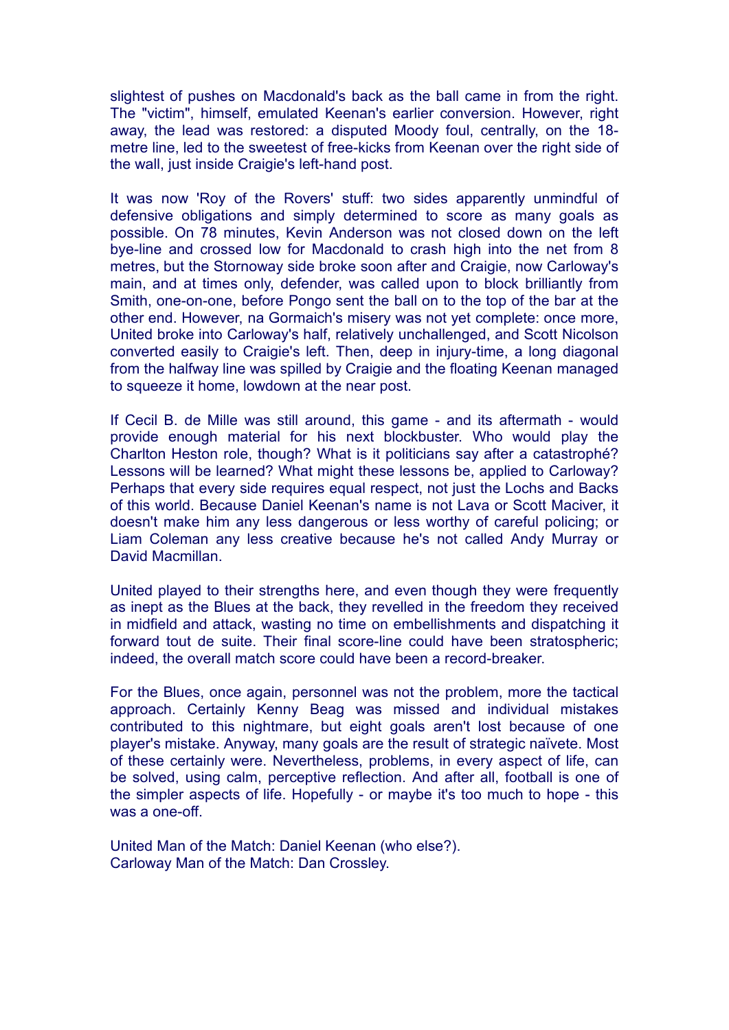slightest of pushes on Macdonald's back as the ball came in from the right. The "victim", himself, emulated Keenan's earlier conversion. However, right away, the lead was restored: a disputed Moody foul, centrally, on the 18-metre line, led to the sweetest of free-kicks from Keenan over the right side of the wall, just inside Craigie's left-hand post.

It was now 'Roy of the Rovers' stuff: two sides apparently unmindful of defensive obligations and simply determined to score as many goals as possible. On 78 minutes, Kevin Anderson was not closed down on the left bye-line and crossed low for Macdonald to crash high into the net from 8 metres, but the Stornoway side broke soon after and Craigie, now Carloway's main, and at times only, defender, was called upon to block brilliantly from Smith, one-on-one, before Pongo sent the ball on to the top of the bar at the other end. However, na Gormaich's misery was not yet complete: once more, United broke into Carloway's half, relatively unchallenged, and Scott Nicolson converted easily to Craigie's left. Then, deep in injury-time, a long diagonal from the halfway line was spilled by Craigie and the floating Keenan managed to squeeze it home, lowdown at the near post.

If Cecil B. de Mille was still around, this game - and its aftermath - would provide enough material for his next blockbuster. Who would play the Charlton Heston role, though? What is it politicians say after a catastrophé? Lessons will be learned? What might these lessons be, applied to Carloway? Perhaps that every side requires equal respect, not just the Lochs and Backs of this world. Because Daniel Keenan's name is not Lava or Scott Maciver, it doesn't make him any less dangerous or less worthy of careful policing; or Liam Coleman any less creative because he's not called Andy Murray or David Macmillan.

United played to their strengths here, and even though they were frequently as inept as the Blues at the back, they revelled in the freedom they received in midfield and attack, wasting no time on embellishments and dispatching it forward tout de suite. Their final score-line could have been stratospheric; indeed, the overall match score could have been a record-breaker.

For the Blues, once again, personnel was not the problem, more the tactical approach. Certainly Kenny Beag was missed and individual mistakes contributed to this nightmare, but eight goals aren't lost because of one player's mistake. Anyway, many goals are the result of strategic naïvete. Most of these certainly were. Nevertheless, problems, in every aspect of life, can be solved, using calm, perceptive reflection. And after all, football is one of the simpler aspects of life. Hopefully - or maybe it's too much to hope - this was a one-off.

United Man of the Match: Daniel Keenan (who else?).
Carloway Man of the Match: Dan Crossley.